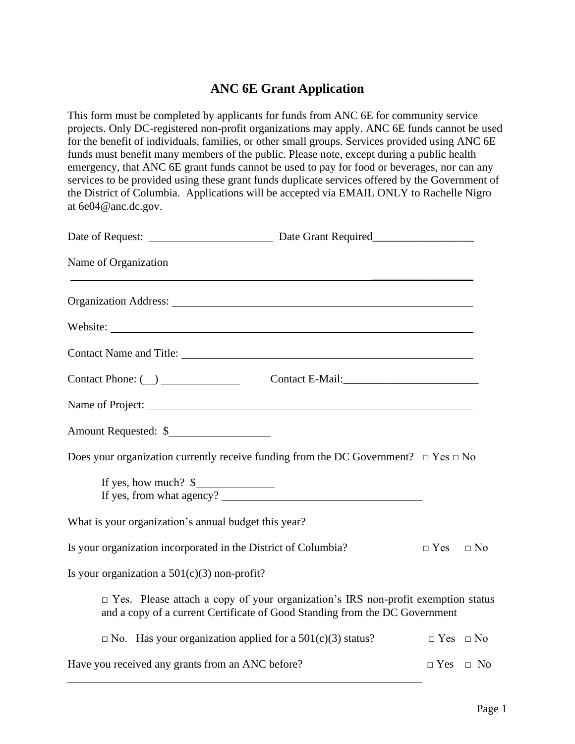# ANC 6E Grant Application

This form must be completed by applicants for funds from ANC 6E for community service projects. Only DC-registered non-profit organizations may apply. ANC 6E funds cannot be used for the benefit of individuals, families, or other small groups. Services provided using ANC 6E funds must benefit many members of the public. Please note, except during a public health emergency, that ANC 6E grant funds cannot be used to pay for food or beverages, nor can any services to be provided using these grant funds duplicate services offered by the Government of the District of Columbia. Applications will be accepted via EMAIL ONLY to Rachelle Nigro at 6e04@anc.dc.gov.

Date of Request: ______________________ Date Grant Required__________________

Name of Organization

______________________________________________________________________________

Organization Address: ______________________________________________________

Website: _________________________________________________________________

Contact Name and Title: _____________________________________________________

Contact Phone: (__) ______________ Contact E-Mail:________________________

Name of Project: __________________________________________________________

Amount Requested: $__________________

Does your organization currently receive funding from the DC Government? □ Yes □ No

If yes, how much? $______________
If yes, from what agency? ____________________________________

What is your organization's annual budget this year? _____________________________

Is your organization incorporated in the District of Columbia? □ Yes □ No

Is your organization a 501(c)(3) non-profit?

□ Yes. Please attach a copy of your organization's IRS non-profit exemption status and a copy of a current Certificate of Good Standing from the DC Government

□ No. Has your organization applied for a 501(c)(3) status? □ Yes □ No

Have you received any grants from an ANC before? □ Yes □ No

______________________________________________________________________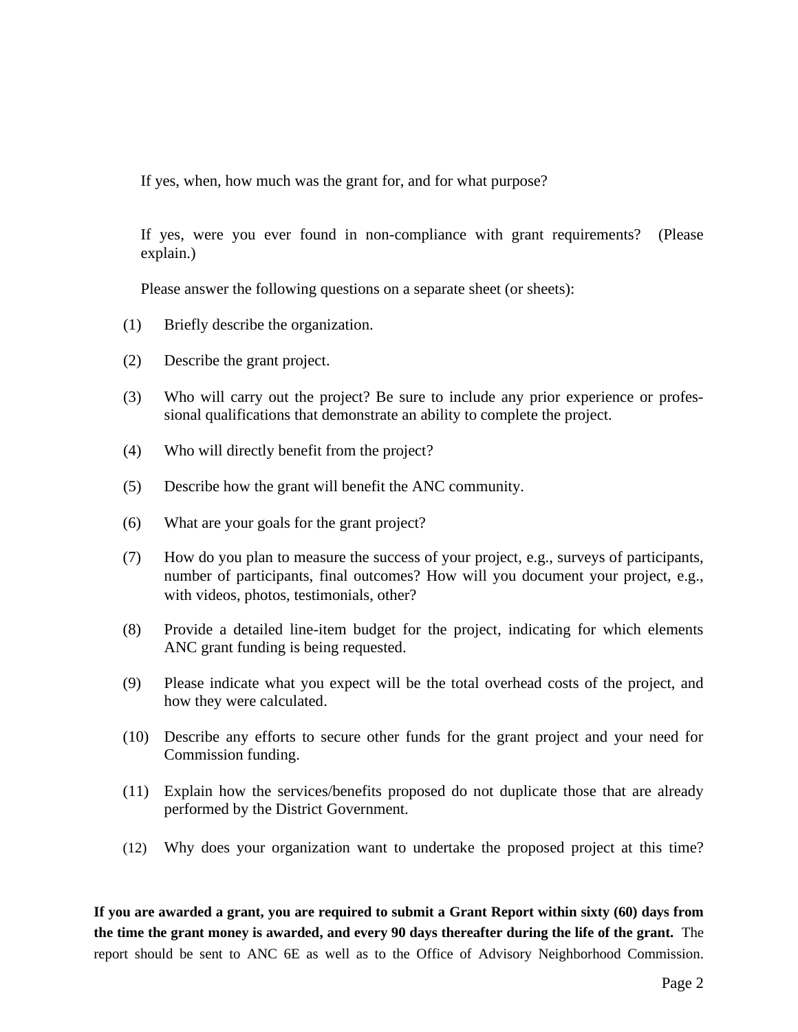If yes, when, how much was the grant for, and for what purpose?

If yes, were you ever found in non-compliance with grant requirements? (Please explain.)

Please answer the following questions on a separate sheet (or sheets):

(1) Briefly describe the organization.

(2) Describe the grant project.

(3) Who will carry out the project? Be sure to include any prior experience or professional qualifications that demonstrate an ability to complete the project.

(4) Who will directly benefit from the project?

(5) Describe how the grant will benefit the ANC community.

(6) What are your goals for the grant project?

(7) How do you plan to measure the success of your project, e.g., surveys of participants, number of participants, final outcomes? How will you document your project, e.g., with videos, photos, testimonials, other?

(8) Provide a detailed line-item budget for the project, indicating for which elements ANC grant funding is being requested.

(9) Please indicate what you expect will be the total overhead costs of the project, and how they were calculated.

(10) Describe any efforts to secure other funds for the grant project and your need for Commission funding.

(11) Explain how the services/benefits proposed do not duplicate those that are already performed by the District Government.

(12) Why does your organization want to undertake the proposed project at this time?

**If you are awarded a grant, you are required to submit a Grant Report within sixty (60) days from the time the grant money is awarded, and every 90 days thereafter during the life of the grant.** The report should be sent to ANC 6E as well as to the Office of Advisory Neighborhood Commission.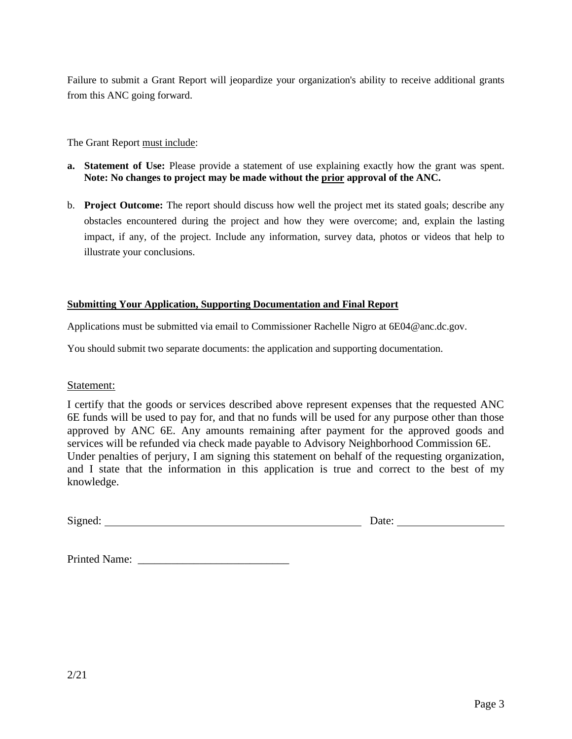Failure to submit a Grant Report will jeopardize your organization's ability to receive additional grants from this ANC going forward.

The Grant Report <u>must include</u>:

**a. Statement of Use:** Please provide a statement of use explaining exactly how the grant was spent. **Note: No changes to project may be made without the <u>prior</u> approval of the ANC.**

b. **Project Outcome:** The report should discuss how well the project met its stated goals; describe any obstacles encountered during the project and how they were overcome; and, explain the lasting impact, if any, of the project. Include any information, survey data, photos or videos that help to illustrate your conclusions.

**<u>Submitting Your Application, Supporting Documentation and Final Report</u>**

Applications must be submitted via email to Commissioner Rachelle Nigro at 6E04@anc.dc.gov.

You should submit two separate documents: the application and supporting documentation.

<u>Statement:</u>

I certify that the goods or services described above represent expenses that the requested ANC 6E funds will be used to pay for, and that no funds will be used for any purpose other than those approved by ANC 6E. Any amounts remaining after payment for the approved goods and services will be refunded via check made payable to Advisory Neighborhood Commission 6E. Under penalties of perjury, I am signing this statement on behalf of the requesting organization, and I state that the information in this application is true and correct to the best of my knowledge.

Signed: ______________________________________________ Date: __________________

Printed Name: ___________________________

2/21